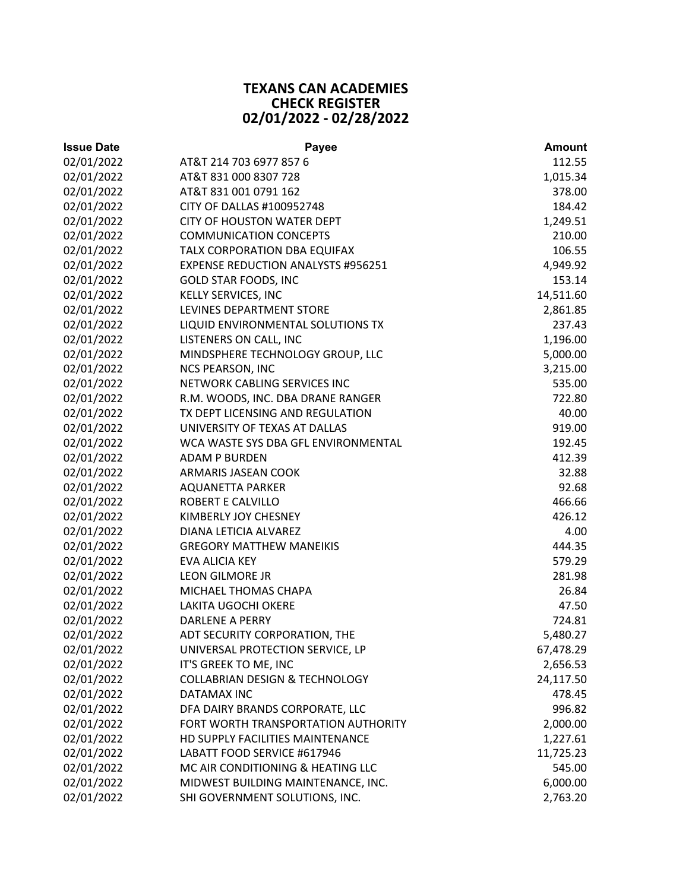# TEXANS CAN ACADEMIES
## CHECK REGISTER
## 02/01/2022 - 02/28/2022

| Issue Date | Payee | Amount |
|---|---|---|
| 02/01/2022 | AT&T 214 703 6977 857 6 | 112.55 |
| 02/01/2022 | AT&T 831 000 8307 728 | 1,015.34 |
| 02/01/2022 | AT&T 831 001 0791 162 | 378.00 |
| 02/01/2022 | CITY OF DALLAS #100952748 | 184.42 |
| 02/01/2022 | CITY OF HOUSTON WATER DEPT | 1,249.51 |
| 02/01/2022 | COMMUNICATION CONCEPTS | 210.00 |
| 02/01/2022 | TALX CORPORATION DBA EQUIFAX | 106.55 |
| 02/01/2022 | EXPENSE REDUCTION ANALYSTS #956251 | 4,949.92 |
| 02/01/2022 | GOLD STAR FOODS, INC | 153.14 |
| 02/01/2022 | KELLY SERVICES, INC | 14,511.60 |
| 02/01/2022 | LEVINES DEPARTMENT STORE | 2,861.85 |
| 02/01/2022 | LIQUID ENVIRONMENTAL SOLUTIONS TX | 237.43 |
| 02/01/2022 | LISTENERS ON CALL, INC | 1,196.00 |
| 02/01/2022 | MINDSPHERE TECHNOLOGY GROUP, LLC | 5,000.00 |
| 02/01/2022 | NCS PEARSON, INC | 3,215.00 |
| 02/01/2022 | NETWORK CABLING SERVICES INC | 535.00 |
| 02/01/2022 | R.M. WOODS, INC. DBA DRANE RANGER | 722.80 |
| 02/01/2022 | TX DEPT LICENSING AND REGULATION | 40.00 |
| 02/01/2022 | UNIVERSITY OF TEXAS AT DALLAS | 919.00 |
| 02/01/2022 | WCA WASTE SYS DBA GFL ENVIRONMENTAL | 192.45 |
| 02/01/2022 | ADAM P BURDEN | 412.39 |
| 02/01/2022 | ARMARIS JASEAN COOK | 32.88 |
| 02/01/2022 | AQUANETTA PARKER | 92.68 |
| 02/01/2022 | ROBERT E CALVILLO | 466.66 |
| 02/01/2022 | KIMBERLY JOY CHESNEY | 426.12 |
| 02/01/2022 | DIANA LETICIA ALVAREZ | 4.00 |
| 02/01/2022 | GREGORY MATTHEW MANEIKIS | 444.35 |
| 02/01/2022 | EVA ALICIA KEY | 579.29 |
| 02/01/2022 | LEON GILMORE JR | 281.98 |
| 02/01/2022 | MICHAEL THOMAS CHAPA | 26.84 |
| 02/01/2022 | LAKITA UGOCHI OKERE | 47.50 |
| 02/01/2022 | DARLENE A PERRY | 724.81 |
| 02/01/2022 | ADT SECURITY CORPORATION, THE | 5,480.27 |
| 02/01/2022 | UNIVERSAL PROTECTION SERVICE, LP | 67,478.29 |
| 02/01/2022 | IT'S GREEK TO ME, INC | 2,656.53 |
| 02/01/2022 | COLLABRIAN DESIGN & TECHNOLOGY | 24,117.50 |
| 02/01/2022 | DATAMAX INC | 478.45 |
| 02/01/2022 | DFA DAIRY BRANDS CORPORATE, LLC | 996.82 |
| 02/01/2022 | FORT WORTH TRANSPORTATION AUTHORITY | 2,000.00 |
| 02/01/2022 | HD SUPPLY FACILITIES MAINTENANCE | 1,227.61 |
| 02/01/2022 | LABATT FOOD SERVICE #617946 | 11,725.23 |
| 02/01/2022 | MC AIR CONDITIONING & HEATING LLC | 545.00 |
| 02/01/2022 | MIDWEST BUILDING MAINTENANCE, INC. | 6,000.00 |
| 02/01/2022 | SHI GOVERNMENT SOLUTIONS, INC. | 2,763.20 |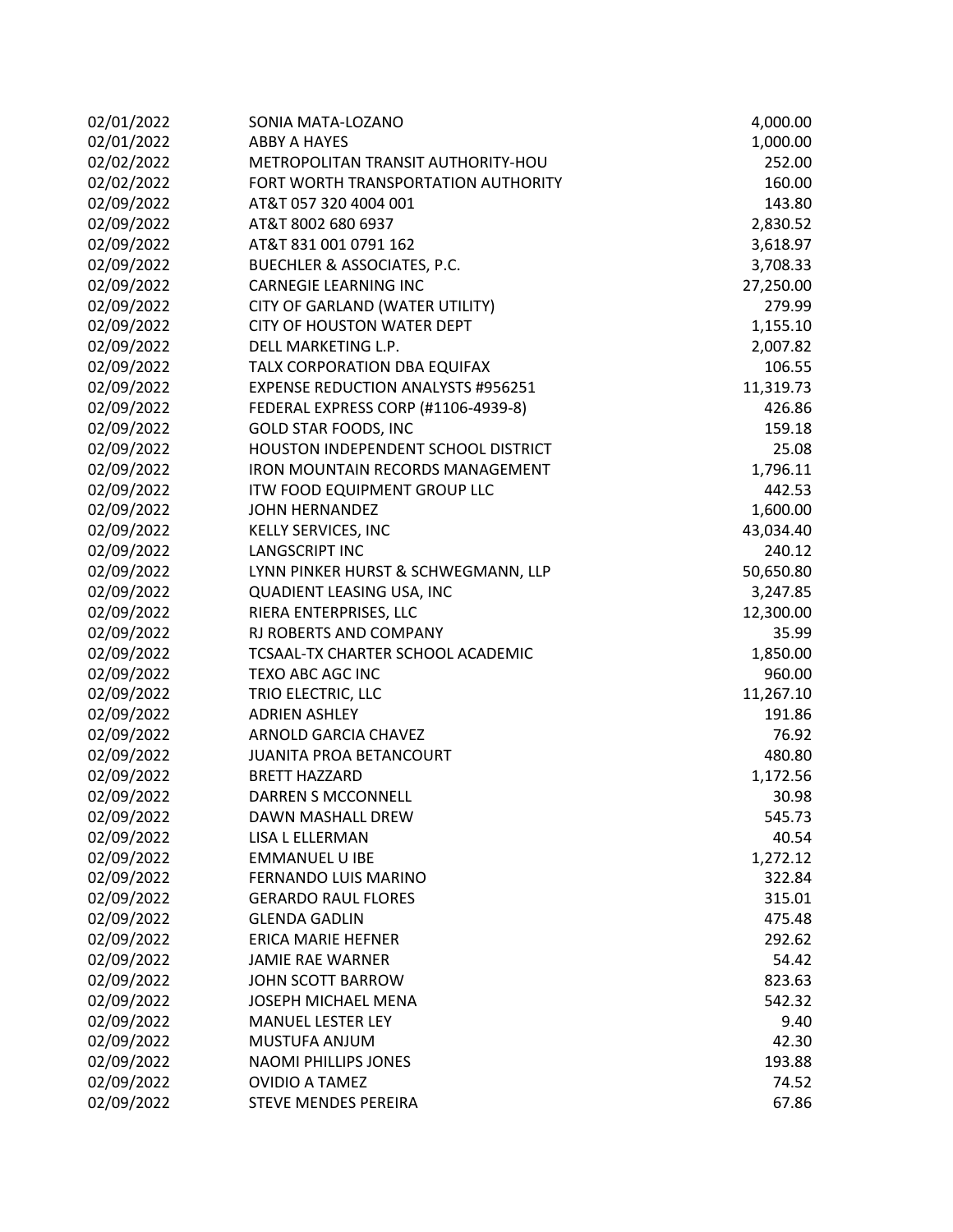| | | |
|---|---|---|
| 02/01/2022 | SONIA MATA-LOZANO | 4,000.00 |
| 02/01/2022 | ABBY A HAYES | 1,000.00 |
| 02/02/2022 | METROPOLITAN TRANSIT AUTHORITY-HOU | 252.00 |
| 02/02/2022 | FORT WORTH TRANSPORTATION AUTHORITY | 160.00 |
| 02/09/2022 | AT&T 057 320 4004 001 | 143.80 |
| 02/09/2022 | AT&T 8002 680 6937 | 2,830.52 |
| 02/09/2022 | AT&T 831 001 0791 162 | 3,618.97 |
| 02/09/2022 | BUECHLER & ASSOCIATES, P.C. | 3,708.33 |
| 02/09/2022 | CARNEGIE LEARNING INC | 27,250.00 |
| 02/09/2022 | CITY OF GARLAND (WATER UTILITY) | 279.99 |
| 02/09/2022 | CITY OF HOUSTON WATER DEPT | 1,155.10 |
| 02/09/2022 | DELL MARKETING L.P. | 2,007.82 |
| 02/09/2022 | TALX CORPORATION DBA EQUIFAX | 106.55 |
| 02/09/2022 | EXPENSE REDUCTION ANALYSTS #956251 | 11,319.73 |
| 02/09/2022 | FEDERAL EXPRESS CORP (#1106-4939-8) | 426.86 |
| 02/09/2022 | GOLD STAR FOODS, INC | 159.18 |
| 02/09/2022 | HOUSTON INDEPENDENT SCHOOL DISTRICT | 25.08 |
| 02/09/2022 | IRON MOUNTAIN RECORDS MANAGEMENT | 1,796.11 |
| 02/09/2022 | ITW FOOD EQUIPMENT GROUP LLC | 442.53 |
| 02/09/2022 | JOHN HERNANDEZ | 1,600.00 |
| 02/09/2022 | KELLY SERVICES, INC | 43,034.40 |
| 02/09/2022 | LANGSCRIPT INC | 240.12 |
| 02/09/2022 | LYNN PINKER HURST & SCHWEGMANN, LLP | 50,650.80 |
| 02/09/2022 | QUADIENT LEASING USA, INC | 3,247.85 |
| 02/09/2022 | RIERA ENTERPRISES, LLC | 12,300.00 |
| 02/09/2022 | RJ ROBERTS AND COMPANY | 35.99 |
| 02/09/2022 | TCSAAL-TX CHARTER SCHOOL ACADEMIC | 1,850.00 |
| 02/09/2022 | TEXO ABC AGC INC | 960.00 |
| 02/09/2022 | TRIO ELECTRIC, LLC | 11,267.10 |
| 02/09/2022 | ADRIEN ASHLEY | 191.86 |
| 02/09/2022 | ARNOLD GARCIA CHAVEZ | 76.92 |
| 02/09/2022 | JUANITA PROA BETANCOURT | 480.80 |
| 02/09/2022 | BRETT HAZZARD | 1,172.56 |
| 02/09/2022 | DARREN S MCCONNELL | 30.98 |
| 02/09/2022 | DAWN MASHALL DREW | 545.73 |
| 02/09/2022 | LISA L ELLERMAN | 40.54 |
| 02/09/2022 | EMMANUEL U IBE | 1,272.12 |
| 02/09/2022 | FERNANDO LUIS MARINO | 322.84 |
| 02/09/2022 | GERARDO RAUL FLORES | 315.01 |
| 02/09/2022 | GLENDA GADLIN | 475.48 |
| 02/09/2022 | ERICA MARIE HEFNER | 292.62 |
| 02/09/2022 | JAMIE RAE WARNER | 54.42 |
| 02/09/2022 | JOHN SCOTT BARROW | 823.63 |
| 02/09/2022 | JOSEPH MICHAEL MENA | 542.32 |
| 02/09/2022 | MANUEL LESTER LEY | 9.40 |
| 02/09/2022 | MUSTUFA ANJUM | 42.30 |
| 02/09/2022 | NAOMI PHILLIPS JONES | 193.88 |
| 02/09/2022 | OVIDIO A TAMEZ | 74.52 |
| 02/09/2022 | STEVE MENDES PEREIRA | 67.86 |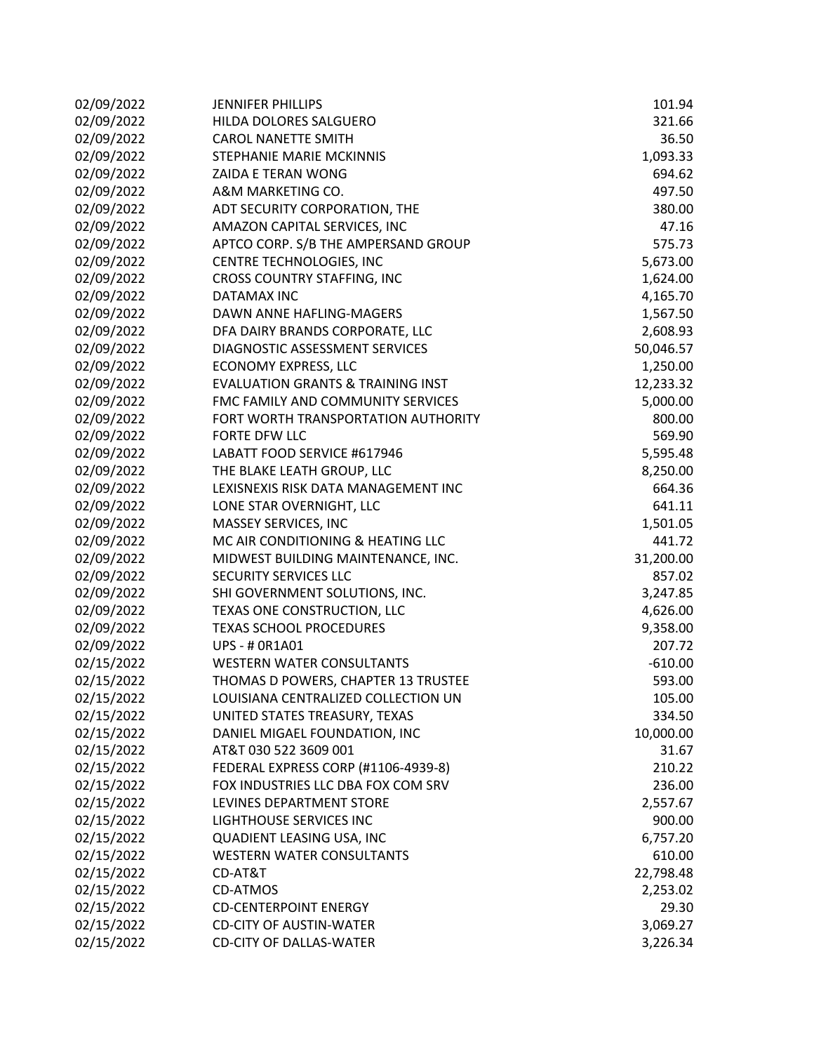| | | |
|---|---|---|
| 02/09/2022 | JENNIFER PHILLIPS | 101.94 |
| 02/09/2022 | HILDA DOLORES SALGUERO | 321.66 |
| 02/09/2022 | CAROL NANETTE SMITH | 36.50 |
| 02/09/2022 | STEPHANIE MARIE MCKINNIS | 1,093.33 |
| 02/09/2022 | ZAIDA E TERAN WONG | 694.62 |
| 02/09/2022 | A&M MARKETING CO. | 497.50 |
| 02/09/2022 | ADT SECURITY CORPORATION, THE | 380.00 |
| 02/09/2022 | AMAZON CAPITAL SERVICES, INC | 47.16 |
| 02/09/2022 | APTCO CORP. S/B THE AMPERSAND GROUP | 575.73 |
| 02/09/2022 | CENTRE TECHNOLOGIES, INC | 5,673.00 |
| 02/09/2022 | CROSS COUNTRY STAFFING, INC | 1,624.00 |
| 02/09/2022 | DATAMAX INC | 4,165.70 |
| 02/09/2022 | DAWN ANNE HAFLING-MAGERS | 1,567.50 |
| 02/09/2022 | DFA DAIRY BRANDS CORPORATE, LLC | 2,608.93 |
| 02/09/2022 | DIAGNOSTIC ASSESSMENT SERVICES | 50,046.57 |
| 02/09/2022 | ECONOMY EXPRESS, LLC | 1,250.00 |
| 02/09/2022 | EVALUATION GRANTS & TRAINING INST | 12,233.32 |
| 02/09/2022 | FMC FAMILY AND COMMUNITY SERVICES | 5,000.00 |
| 02/09/2022 | FORT WORTH TRANSPORTATION AUTHORITY | 800.00 |
| 02/09/2022 | FORTE DFW LLC | 569.90 |
| 02/09/2022 | LABATT FOOD SERVICE #617946 | 5,595.48 |
| 02/09/2022 | THE BLAKE LEATH GROUP, LLC | 8,250.00 |
| 02/09/2022 | LEXISNEXIS RISK DATA MANAGEMENT INC | 664.36 |
| 02/09/2022 | LONE STAR OVERNIGHT, LLC | 641.11 |
| 02/09/2022 | MASSEY SERVICES, INC | 1,501.05 |
| 02/09/2022 | MC AIR CONDITIONING & HEATING LLC | 441.72 |
| 02/09/2022 | MIDWEST BUILDING MAINTENANCE, INC. | 31,200.00 |
| 02/09/2022 | SECURITY SERVICES LLC | 857.02 |
| 02/09/2022 | SHI GOVERNMENT SOLUTIONS, INC. | 3,247.85 |
| 02/09/2022 | TEXAS ONE CONSTRUCTION, LLC | 4,626.00 |
| 02/09/2022 | TEXAS SCHOOL PROCEDURES | 9,358.00 |
| 02/09/2022 | UPS - # 0R1A01 | 207.72 |
| 02/15/2022 | WESTERN WATER CONSULTANTS | -610.00 |
| 02/15/2022 | THOMAS D POWERS, CHAPTER 13 TRUSTEE | 593.00 |
| 02/15/2022 | LOUISIANA CENTRALIZED COLLECTION UN | 105.00 |
| 02/15/2022 | UNITED STATES TREASURY, TEXAS | 334.50 |
| 02/15/2022 | DANIEL MIGAEL FOUNDATION, INC | 10,000.00 |
| 02/15/2022 | AT&T 030 522 3609 001 | 31.67 |
| 02/15/2022 | FEDERAL EXPRESS CORP (#1106-4939-8) | 210.22 |
| 02/15/2022 | FOX INDUSTRIES LLC DBA FOX COM SRV | 236.00 |
| 02/15/2022 | LEVINES DEPARTMENT STORE | 2,557.67 |
| 02/15/2022 | LIGHTHOUSE SERVICES INC | 900.00 |
| 02/15/2022 | QUADIENT LEASING USA, INC | 6,757.20 |
| 02/15/2022 | WESTERN WATER CONSULTANTS | 610.00 |
| 02/15/2022 | CD-AT&T | 22,798.48 |
| 02/15/2022 | CD-ATMOS | 2,253.02 |
| 02/15/2022 | CD-CENTERPOINT ENERGY | 29.30 |
| 02/15/2022 | CD-CITY OF AUSTIN-WATER | 3,069.27 |
| 02/15/2022 | CD-CITY OF DALLAS-WATER | 3,226.34 |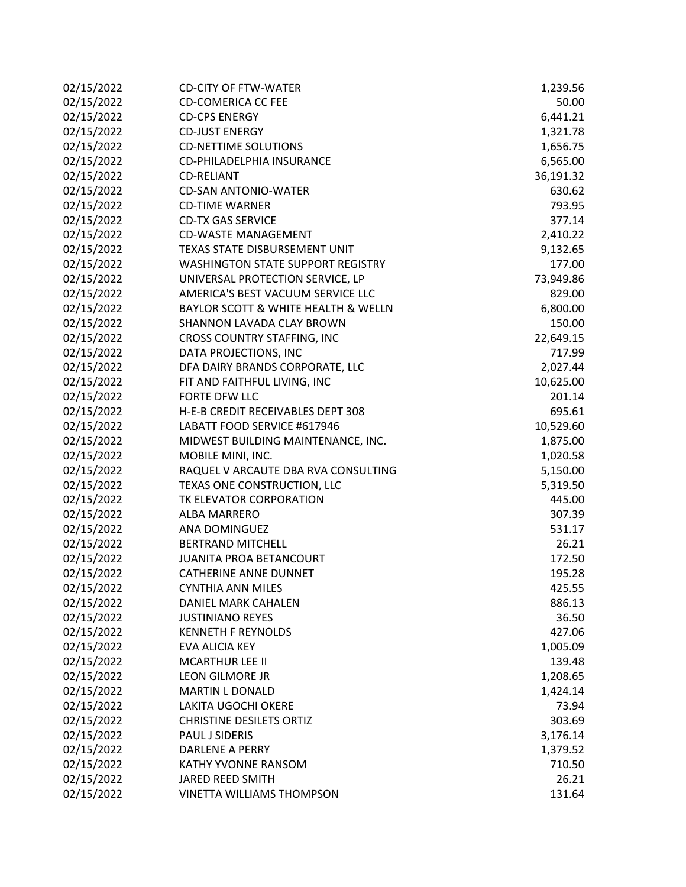| | | |
|---|---|---|
| 02/15/2022 | CD-CITY OF FTW-WATER | 1,239.56 |
| 02/15/2022 | CD-COMERICA CC FEE | 50.00 |
| 02/15/2022 | CD-CPS ENERGY | 6,441.21 |
| 02/15/2022 | CD-JUST ENERGY | 1,321.78 |
| 02/15/2022 | CD-NETTIME SOLUTIONS | 1,656.75 |
| 02/15/2022 | CD-PHILADELPHIA INSURANCE | 6,565.00 |
| 02/15/2022 | CD-RELIANT | 36,191.32 |
| 02/15/2022 | CD-SAN ANTONIO-WATER | 630.62 |
| 02/15/2022 | CD-TIME WARNER | 793.95 |
| 02/15/2022 | CD-TX GAS SERVICE | 377.14 |
| 02/15/2022 | CD-WASTE MANAGEMENT | 2,410.22 |
| 02/15/2022 | TEXAS STATE DISBURSEMENT UNIT | 9,132.65 |
| 02/15/2022 | WASHINGTON STATE SUPPORT REGISTRY | 177.00 |
| 02/15/2022 | UNIVERSAL PROTECTION SERVICE, LP | 73,949.86 |
| 02/15/2022 | AMERICA'S BEST VACUUM SERVICE LLC | 829.00 |
| 02/15/2022 | BAYLOR SCOTT & WHITE HEALTH & WELLN | 6,800.00 |
| 02/15/2022 | SHANNON LAVADA CLAY BROWN | 150.00 |
| 02/15/2022 | CROSS COUNTRY STAFFING, INC | 22,649.15 |
| 02/15/2022 | DATA PROJECTIONS, INC | 717.99 |
| 02/15/2022 | DFA DAIRY BRANDS CORPORATE, LLC | 2,027.44 |
| 02/15/2022 | FIT AND FAITHFUL LIVING, INC | 10,625.00 |
| 02/15/2022 | FORTE DFW LLC | 201.14 |
| 02/15/2022 | H-E-B CREDIT RECEIVABLES DEPT 308 | 695.61 |
| 02/15/2022 | LABATT FOOD SERVICE #617946 | 10,529.60 |
| 02/15/2022 | MIDWEST BUILDING MAINTENANCE, INC. | 1,875.00 |
| 02/15/2022 | MOBILE MINI, INC. | 1,020.58 |
| 02/15/2022 | RAQUEL V ARCAUTE DBA RVA CONSULTING | 5,150.00 |
| 02/15/2022 | TEXAS ONE CONSTRUCTION, LLC | 5,319.50 |
| 02/15/2022 | TK ELEVATOR CORPORATION | 445.00 |
| 02/15/2022 | ALBA MARRERO | 307.39 |
| 02/15/2022 | ANA DOMINGUEZ | 531.17 |
| 02/15/2022 | BERTRAND MITCHELL | 26.21 |
| 02/15/2022 | JUANITA PROA BETANCOURT | 172.50 |
| 02/15/2022 | CATHERINE ANNE DUNNET | 195.28 |
| 02/15/2022 | CYNTHIA ANN MILES | 425.55 |
| 02/15/2022 | DANIEL MARK CAHALEN | 886.13 |
| 02/15/2022 | JUSTINIANO REYES | 36.50 |
| 02/15/2022 | KENNETH F REYNOLDS | 427.06 |
| 02/15/2022 | EVA ALICIA KEY | 1,005.09 |
| 02/15/2022 | MCARTHUR LEE II | 139.48 |
| 02/15/2022 | LEON GILMORE JR | 1,208.65 |
| 02/15/2022 | MARTIN L DONALD | 1,424.14 |
| 02/15/2022 | LAKITA UGOCHI OKERE | 73.94 |
| 02/15/2022 | CHRISTINE DESILETS ORTIZ | 303.69 |
| 02/15/2022 | PAUL J SIDERIS | 3,176.14 |
| 02/15/2022 | DARLENE A PERRY | 1,379.52 |
| 02/15/2022 | KATHY YVONNE RANSOM | 710.50 |
| 02/15/2022 | JARED REED SMITH | 26.21 |
| 02/15/2022 | VINETTA WILLIAMS THOMPSON | 131.64 |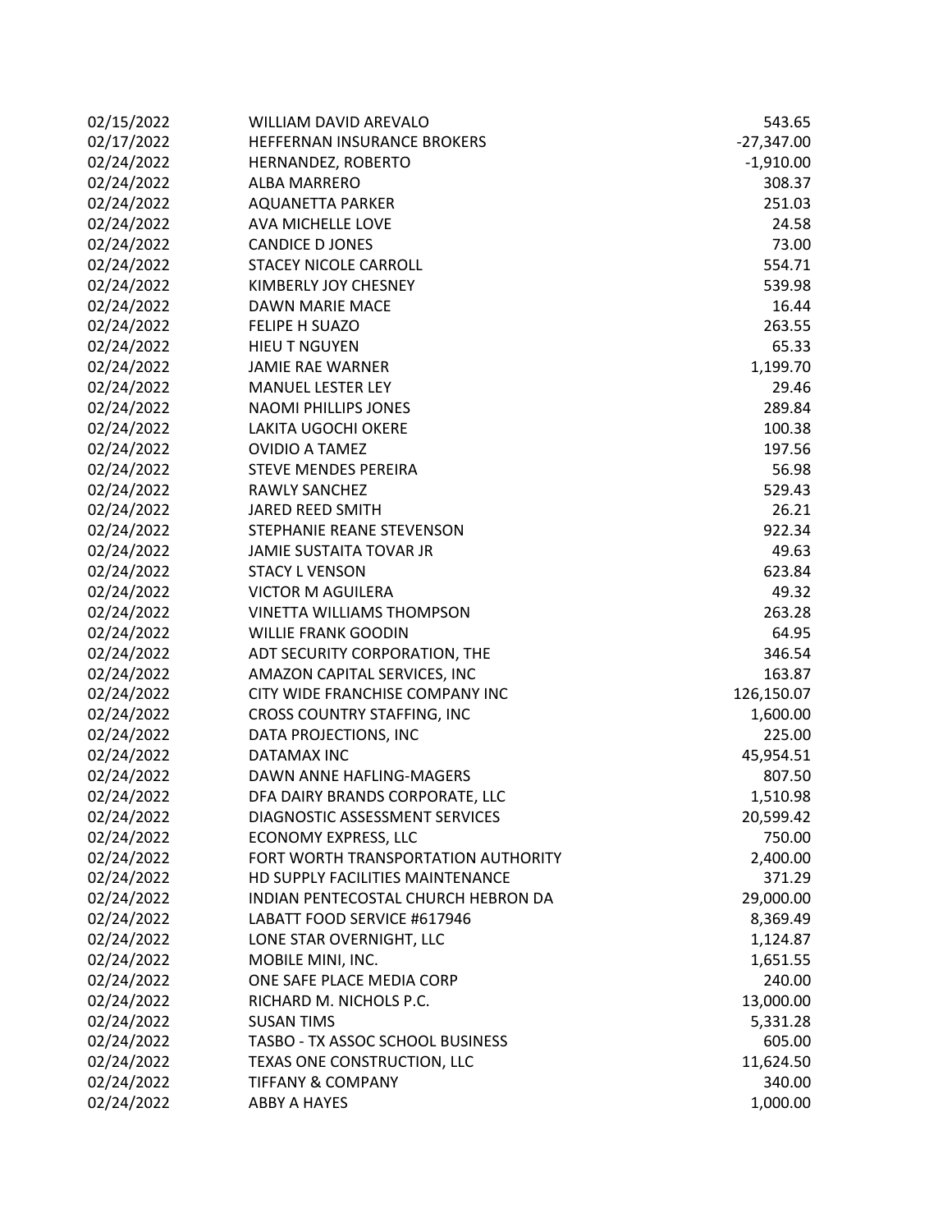| | | |
|---|---|---|
| 02/15/2022 | WILLIAM DAVID AREVALO | 543.65 |
| 02/17/2022 | HEFFERNAN INSURANCE BROKERS | -27,347.00 |
| 02/24/2022 | HERNANDEZ, ROBERTO | -1,910.00 |
| 02/24/2022 | ALBA MARRERO | 308.37 |
| 02/24/2022 | AQUANETTA PARKER | 251.03 |
| 02/24/2022 | AVA MICHELLE LOVE | 24.58 |
| 02/24/2022 | CANDICE D JONES | 73.00 |
| 02/24/2022 | STACEY NICOLE CARROLL | 554.71 |
| 02/24/2022 | KIMBERLY JOY CHESNEY | 539.98 |
| 02/24/2022 | DAWN MARIE MACE | 16.44 |
| 02/24/2022 | FELIPE H SUAZO | 263.55 |
| 02/24/2022 | HIEU T NGUYEN | 65.33 |
| 02/24/2022 | JAMIE RAE WARNER | 1,199.70 |
| 02/24/2022 | MANUEL LESTER LEY | 29.46 |
| 02/24/2022 | NAOMI PHILLIPS JONES | 289.84 |
| 02/24/2022 | LAKITA UGOCHI OKERE | 100.38 |
| 02/24/2022 | OVIDIO A TAMEZ | 197.56 |
| 02/24/2022 | STEVE MENDES PEREIRA | 56.98 |
| 02/24/2022 | RAWLY SANCHEZ | 529.43 |
| 02/24/2022 | JARED REED SMITH | 26.21 |
| 02/24/2022 | STEPHANIE REANE STEVENSON | 922.34 |
| 02/24/2022 | JAMIE SUSTAITA TOVAR JR | 49.63 |
| 02/24/2022 | STACY L VENSON | 623.84 |
| 02/24/2022 | VICTOR M AGUILERA | 49.32 |
| 02/24/2022 | VINETTA WILLIAMS THOMPSON | 263.28 |
| 02/24/2022 | WILLIE FRANK GOODIN | 64.95 |
| 02/24/2022 | ADT SECURITY CORPORATION, THE | 346.54 |
| 02/24/2022 | AMAZON CAPITAL SERVICES, INC | 163.87 |
| 02/24/2022 | CITY WIDE FRANCHISE COMPANY INC | 126,150.07 |
| 02/24/2022 | CROSS COUNTRY STAFFING, INC | 1,600.00 |
| 02/24/2022 | DATA PROJECTIONS, INC | 225.00 |
| 02/24/2022 | DATAMAX INC | 45,954.51 |
| 02/24/2022 | DAWN ANNE HAFLING-MAGERS | 807.50 |
| 02/24/2022 | DFA DAIRY BRANDS CORPORATE, LLC | 1,510.98 |
| 02/24/2022 | DIAGNOSTIC ASSESSMENT SERVICES | 20,599.42 |
| 02/24/2022 | ECONOMY EXPRESS, LLC | 750.00 |
| 02/24/2022 | FORT WORTH TRANSPORTATION AUTHORITY | 2,400.00 |
| 02/24/2022 | HD SUPPLY FACILITIES MAINTENANCE | 371.29 |
| 02/24/2022 | INDIAN PENTECOSTAL CHURCH HEBRON DA | 29,000.00 |
| 02/24/2022 | LABATT FOOD SERVICE #617946 | 8,369.49 |
| 02/24/2022 | LONE STAR OVERNIGHT, LLC | 1,124.87 |
| 02/24/2022 | MOBILE MINI, INC. | 1,651.55 |
| 02/24/2022 | ONE SAFE PLACE MEDIA CORP | 240.00 |
| 02/24/2022 | RICHARD M. NICHOLS P.C. | 13,000.00 |
| 02/24/2022 | SUSAN TIMS | 5,331.28 |
| 02/24/2022 | TASBO - TX ASSOC SCHOOL BUSINESS | 605.00 |
| 02/24/2022 | TEXAS ONE CONSTRUCTION, LLC | 11,624.50 |
| 02/24/2022 | TIFFANY & COMPANY | 340.00 |
| 02/24/2022 | ABBY A HAYES | 1,000.00 |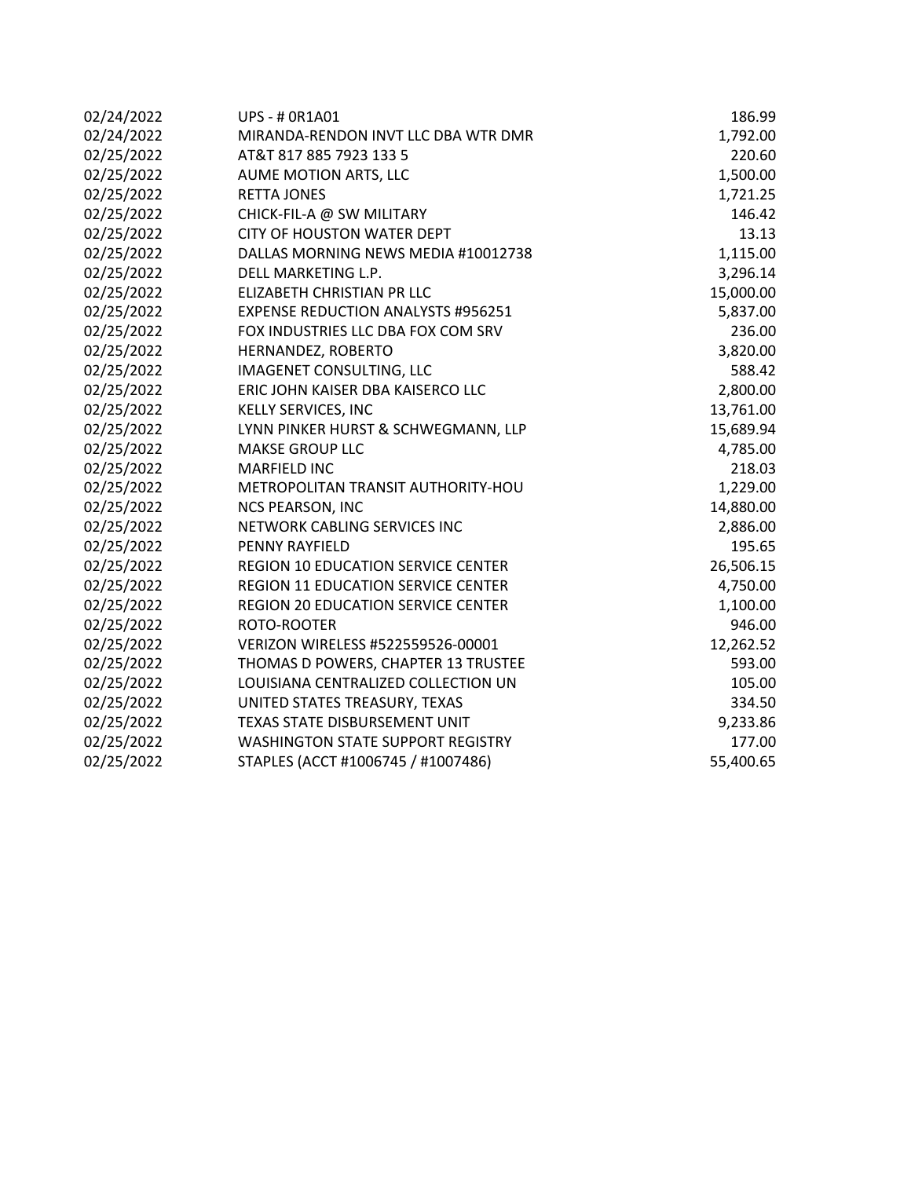| | | |
|---|---|---|
| 02/24/2022 | UPS - # 0R1A01 | 186.99 |
| 02/24/2022 | MIRANDA-RENDON INVT LLC DBA WTR DMR | 1,792.00 |
| 02/25/2022 | AT&T 817 885 7923 133 5 | 220.60 |
| 02/25/2022 | AUME MOTION ARTS, LLC | 1,500.00 |
| 02/25/2022 | RETTA JONES | 1,721.25 |
| 02/25/2022 | CHICK-FIL-A @ SW MILITARY | 146.42 |
| 02/25/2022 | CITY OF HOUSTON WATER DEPT | 13.13 |
| 02/25/2022 | DALLAS MORNING NEWS MEDIA #10012738 | 1,115.00 |
| 02/25/2022 | DELL MARKETING L.P. | 3,296.14 |
| 02/25/2022 | ELIZABETH CHRISTIAN PR LLC | 15,000.00 |
| 02/25/2022 | EXPENSE REDUCTION ANALYSTS #956251 | 5,837.00 |
| 02/25/2022 | FOX INDUSTRIES LLC DBA FOX COM SRV | 236.00 |
| 02/25/2022 | HERNANDEZ, ROBERTO | 3,820.00 |
| 02/25/2022 | IMAGENET CONSULTING, LLC | 588.42 |
| 02/25/2022 | ERIC JOHN KAISER DBA KAISERCO LLC | 2,800.00 |
| 02/25/2022 | KELLY SERVICES, INC | 13,761.00 |
| 02/25/2022 | LYNN PINKER HURST & SCHWEGMANN, LLP | 15,689.94 |
| 02/25/2022 | MAKSE GROUP LLC | 4,785.00 |
| 02/25/2022 | MARFIELD INC | 218.03 |
| 02/25/2022 | METROPOLITAN TRANSIT AUTHORITY-HOU | 1,229.00 |
| 02/25/2022 | NCS PEARSON, INC | 14,880.00 |
| 02/25/2022 | NETWORK CABLING SERVICES INC | 2,886.00 |
| 02/25/2022 | PENNY RAYFIELD | 195.65 |
| 02/25/2022 | REGION 10 EDUCATION SERVICE CENTER | 26,506.15 |
| 02/25/2022 | REGION 11 EDUCATION SERVICE CENTER | 4,750.00 |
| 02/25/2022 | REGION 20 EDUCATION SERVICE CENTER | 1,100.00 |
| 02/25/2022 | ROTO-ROOTER | 946.00 |
| 02/25/2022 | VERIZON WIRELESS #522559526-00001 | 12,262.52 |
| 02/25/2022 | THOMAS D POWERS, CHAPTER 13 TRUSTEE | 593.00 |
| 02/25/2022 | LOUISIANA CENTRALIZED COLLECTION UN | 105.00 |
| 02/25/2022 | UNITED STATES TREASURY, TEXAS | 334.50 |
| 02/25/2022 | TEXAS STATE DISBURSEMENT UNIT | 9,233.86 |
| 02/25/2022 | WASHINGTON STATE SUPPORT REGISTRY | 177.00 |
| 02/25/2022 | STAPLES (ACCT #1006745 / #1007486) | 55,400.65 |